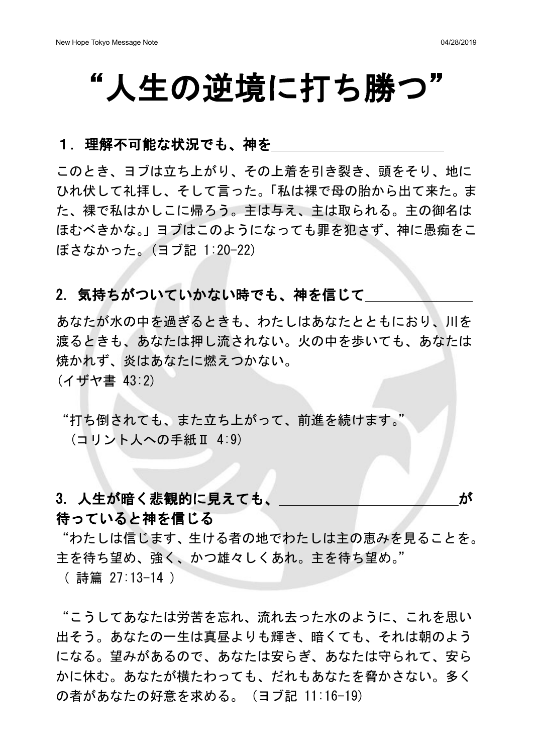# “人生の逆境に打ち勝つ”

## １．理解不可能な状況でも、神を＿＿＿＿＿＿＿＿＿＿＿＿

このとき、ヨブは立ち上がり、その上着を引き裂き、頭をそり、地にひれ伏して礼拝し、そして言った。「私は裸で母の胎から出て来た。また、裸で私はかしこに帰ろう。主は与え、主は取られる。主の御名はほむべきかな。」ヨブはこのようになっても罪を犯さず、神に愚痴をこぼさなかった。(ヨブ記 1:20-22)

## 2. 気持ちがついていかない時でも、神を信じて＿＿＿＿＿＿＿

あなたが水の中を過ぎるときも、わたしはあなたとともにおり、川を渡るときも、あなたは押し流されない。火の中を歩いても、あなたは焼かれず、炎はあなたに燃えつかない。
(イザヤ書 43:2)

“打ち倒されても、また立ち上がって、前進を続けます。”
(コリント人への手紙Ⅱ 4:9)

## 3. 人生が暗く悲観的に見えても、＿＿＿＿＿＿＿＿＿＿＿＿＿が待っていると神を信じる

“わたしは信じます、生ける者の地でわたしは主の恵みを見ることを。主を待ち望め、強く、かつ雄々しくあれ。主を待ち望め。”
( 詩篇 27:13-14 )

“こうしてあなたは労苦を忘れ、流れ去った水のように、これを思い出そう。あなたの一生は真昼よりも輝き、暗くても、それは朝のようになる。望みがあるので、あなたは安らぎ、あなたは守られて、安らかに休む。あなたが横たわっても、だれもあなたを脅かさない。多くの者があなたの好意を求める。 (ヨブ記 11:16-19)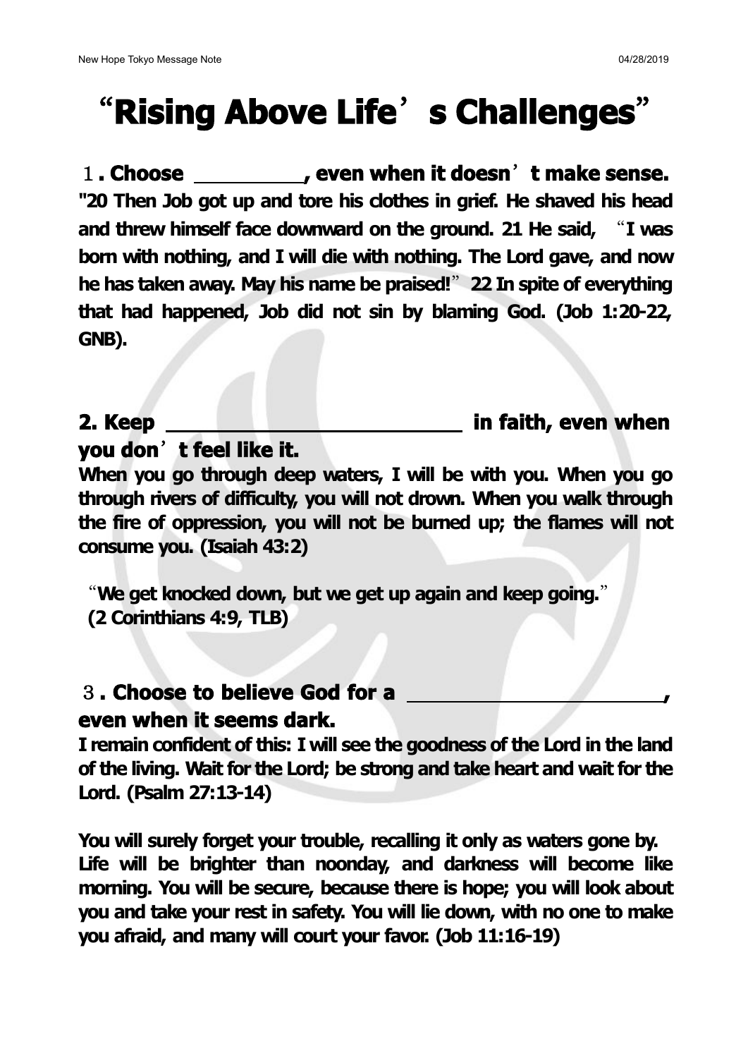# “Rising Above Life’s Challenges”

**１. Choose __________, even when it doesn’t make sense.**

**"20 Then Job got up and tore his clothes in grief. He shaved his head and threw himself face downward on the ground. 21 He said, “I was born with nothing, and I will die with nothing. The Lord gave, and now he has taken away. May his name be praised!” 22 In spite of everything that had happened, Job did not sin by blaming God. (Job 1:20-22, GNB).**

**2. Keep ____________________________ in faith, even when you don’t feel like it.**

**When you go through deep waters, I will be with you. When you go through rivers of difficulty, you will not drown. When you walk through the fire of oppression, you will not be burned up; the flames will not consume you. (Isaiah 43:2)**

**“We get knocked down, but we get up again and keep going.” (2 Corinthians 4:9, TLB)**

**３. Choose to believe God for a __________________________, even when it seems dark.**

**I remain confident of this: I will see the goodness of the Lord in the land of the living. Wait for the Lord; be strong and take heart and wait for the Lord. (Psalm 27:13-14)**

**You will surely forget your trouble, recalling it only as waters gone by. Life will be brighter than noonday, and darkness will become like morning. You will be secure, because there is hope; you will look about you and take your rest in safety. You will lie down, with no one to make you afraid, and many will court your favor. (Job 11:16-19)**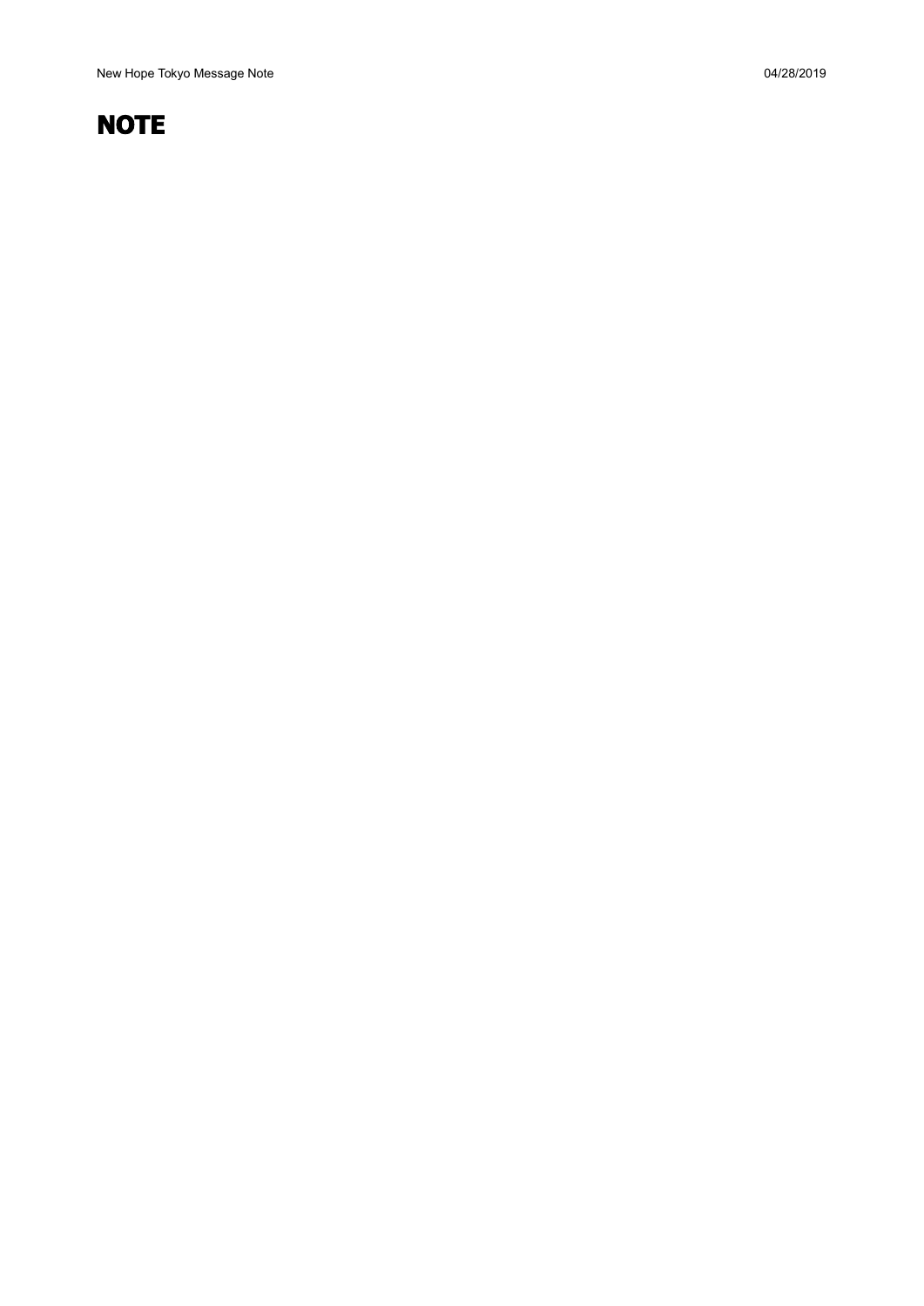# NOTE